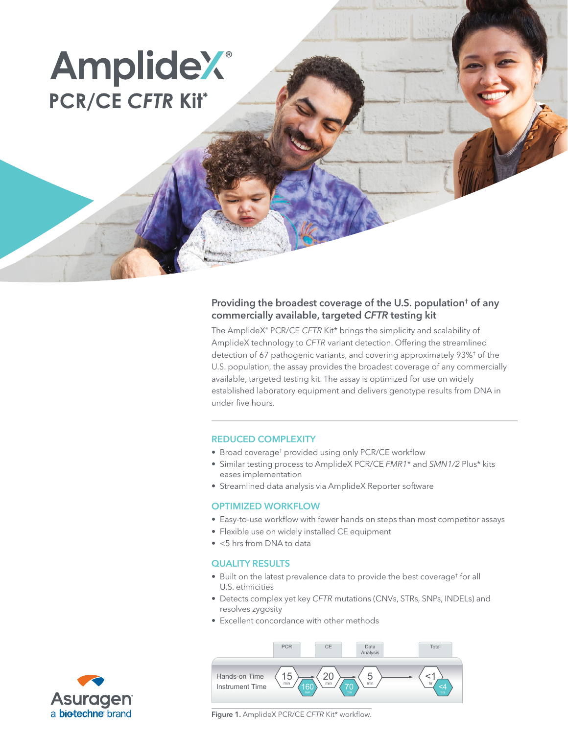# AmplideX®
## PCR/CE *CFTR* Kit*

### Providing the broadest coverage of the U.S. population† of any commercially available, targeted *CFTR* testing kit

The AmplideX® PCR/CE *CFTR* Kit* brings the simplicity and scalability of AmplideX technology to *CFTR* variant detection. Offering the streamlined detection of 67 pathogenic variants, and covering approximately 93%† of the U.S. population, the assay provides the broadest coverage of any commercially available, targeted testing kit. The assay is optimized for use on widely established laboratory equipment and delivers genotype results from DNA in under five hours.

### REDUCED COMPLEXITY

- Broad coverage† provided using only PCR/CE workflow
- Similar testing process to AmplideX PCR/CE *FMR1** and *SMN1/2* Plus* kits eases implementation
- Streamlined data analysis via AmplideX Reporter software

### OPTIMIZED WORKFLOW

- Easy-to-use workflow with fewer hands on steps than most competitor assays
- Flexible use on widely installed CE equipment
- <5 hrs from DNA to data

### QUALITY RESULTS

- Built on the latest prevalence data to provide the best coverage† for all U.S. ethnicities
- Detects complex yet key *CFTR* mutations (CNVs, STRs, SNPs, INDELs) and resolves zygosity
- Excellent concordance with other methods

| | PCR | CE | Data Analysis | Total |
|---|---|---|---|---|
| Hands-on Time | 15 min | 20 min | 5 min | <1 hr |
| Instrument Time | 160 min | 70 min | | <4 hrs |

**Figure 1.** AmplideX PCR/CE *CFTR* Kit* workflow.

Asuragen
a bio-techne brand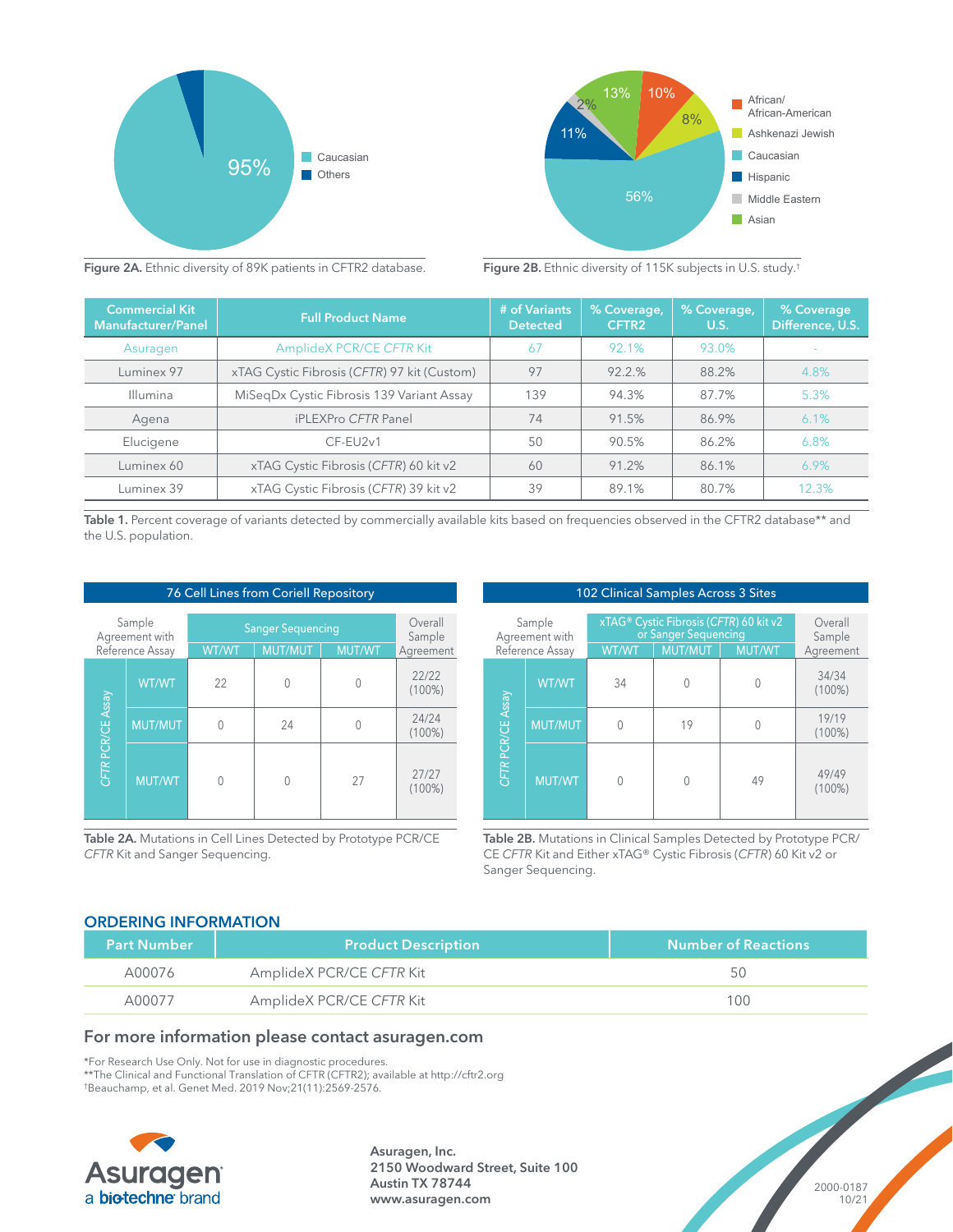95%

Caucasian

Others

**Figure 2A.** Ethnic diversity of 89K patients in CFTR2 database.

2%
13%
10%
8%
11%
56%

African/ African-American

Ashkenazi Jewish

Caucasian

Hispanic

Middle Eastern

Asian

**Figure 2B.** Ethnic diversity of 115K subjects in U.S. study.†

| Commercial Kit Manufacturer/Panel | Full Product Name | # of Variants Detected | % Coverage, CFTR2 | % Coverage, U.S. | % Coverage Difference, U.S. |
|---|---|---|---|---|---|
| Asuragen | AmplideX PCR/CE *CFTR* Kit | 67 | 92.1% | 93.0% | - |
| Luminex 97 | xTAG Cystic Fibrosis (*CFTR*) 97 kit (Custom) | 97 | 92.2.% | 88.2% | 4.8% |
| Illumina | MiSeqDx Cystic Fibrosis 139 Variant Assay | 139 | 94.3% | 87.7% | 5.3% |
| Agena | iPLEXPro *CFTR* Panel | 74 | 91.5% | 86.9% | 6.1% |
| Elucigene | CF-EU2v1 | 50 | 90.5% | 86.2% | 6.8% |
| Luminex 60 | xTAG Cystic Fibrosis (*CFTR*) 60 kit v2 | 60 | 91.2% | 86.1% | 6.9% |
| Luminex 39 | xTAG Cystic Fibrosis (*CFTR*) 39 kit v2 | 39 | 89.1% | 80.7% | 12.3% |

**Table 1.** Percent coverage of variants detected by commercially available kits based on frequencies observed in the CFTR2 database** and the U.S. population.

**76 Cell Lines from Coriell Repository**

| Sample Agreement with Reference Assay | | Sanger Sequencing | | | Overall Sample Agreement |
|---|---|---|---|---|---|
| | | WT/WT | MUT/MUT | MUT/WT | |
| *CFTR* PCR/CE Assay | WT/WT | 22 | 0 | 0 | 22/22 (100%) |
| | MUT/MUT | 0 | 24 | 0 | 24/24 (100%) |
| | MUT/WT | 0 | 0 | 27 | 27/27 (100%) |

**Table 2A.** Mutations in Cell Lines Detected by Prototype PCR/CE *CFTR* Kit and Sanger Sequencing.

**102 Clinical Samples Across 3 Sites**

| Sample Agreement with Reference Assay | | xTAG® Cystic Fibrosis (*CFTR*) 60 kit v2 or Sanger Sequencing | | | Overall Sample Agreement |
|---|---|---|---|---|---|
| | | WT/WT | MUT/MUT | MUT/WT | |
| *CFTR* PCR/CE Assay | WT/WT | 34 | 0 | 0 | 34/34 (100%) |
| | MUT/MUT | 0 | 19 | 0 | 19/19 (100%) |
| | MUT/WT | 0 | 0 | 49 | 49/49 (100%) |

**Table 2B.** Mutations in Clinical Samples Detected by Prototype PCR/CE *CFTR* Kit and Either xTAG® Cystic Fibrosis (*CFTR*) 60 Kit v2 or Sanger Sequencing.

## ORDERING INFORMATION

| Part Number | Product Description | Number of Reactions |
|---|---|---|
| A00076 | AmplideX PCR/CE *CFTR* Kit | 50 |
| A00077 | AmplideX PCR/CE *CFTR* Kit | 100 |

## For more information please contact asuragen.com

*For Research Use Only. Not for use in diagnostic procedures.
**The Clinical and Functional Translation of CFTR (CFTR2); available at http://cftr2.org
†Beauchamp, et al. Genet Med. 2019 Nov;21(11):2569-2576.

Asuragen
a bio-techne brand

**Asuragen, Inc.**
**2150 Woodward Street, Suite 100**
**Austin TX 78744**
**www.asuragen.com**

2000-0187
10/21